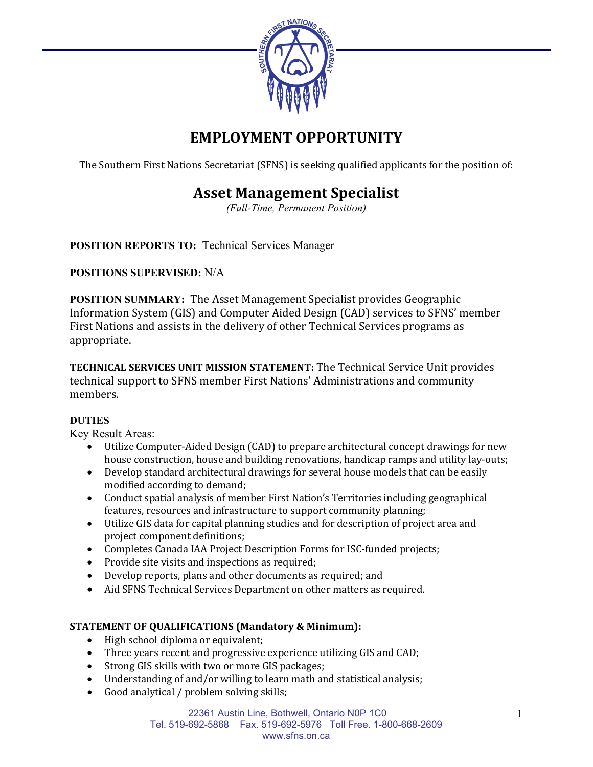# EMPLOYMENT OPPORTUNITY

The Southern First Nations Secretariat (SFNS) is seeking qualified applicants for the position of:

## Asset Management Specialist

*(Full-Time, Permanent Position)*

**POSITION REPORTS TO:** Technical Services Manager

**POSITIONS SUPERVISED:** N/A

**POSITION SUMMARY:** The Asset Management Specialist provides Geographic Information System (GIS) and Computer Aided Design (CAD) services to SFNS' member First Nations and assists in the delivery of other Technical Services programs as appropriate.

**TECHNICAL SERVICES UNIT MISSION STATEMENT:** The Technical Service Unit provides technical support to SFNS member First Nations' Administrations and community members.

**DUTIES**

Key Result Areas:

- Utilize Computer-Aided Design (CAD) to prepare architectural concept drawings for new house construction, house and building renovations, handicap ramps and utility lay-outs;
- Develop standard architectural drawings for several house models that can be easily modified according to demand;
- Conduct spatial analysis of member First Nation's Territories including geographical features, resources and infrastructure to support community planning;
- Utilize GIS data for capital planning studies and for description of project area and project component definitions;
- Completes Canada IAA Project Description Forms for ISC-funded projects;
- Provide site visits and inspections as required;
- Develop reports, plans and other documents as required; and
- Aid SFNS Technical Services Department on other matters as required.

**STATEMENT OF QUALIFICATIONS (Mandatory & Minimum):**

- High school diploma or equivalent;
- Three years recent and progressive experience utilizing GIS and CAD;
- Strong GIS skills with two or more GIS packages;
- Understanding of and/or willing to learn math and statistical analysis;
- Good analytical / problem solving skills;

22361 Austin Line, Bothwell, Ontario N0P 1C0
Tel. 519-692-5868 Fax. 519-692-5976 Toll Free. 1-800-668-2609
www.sfns.on.ca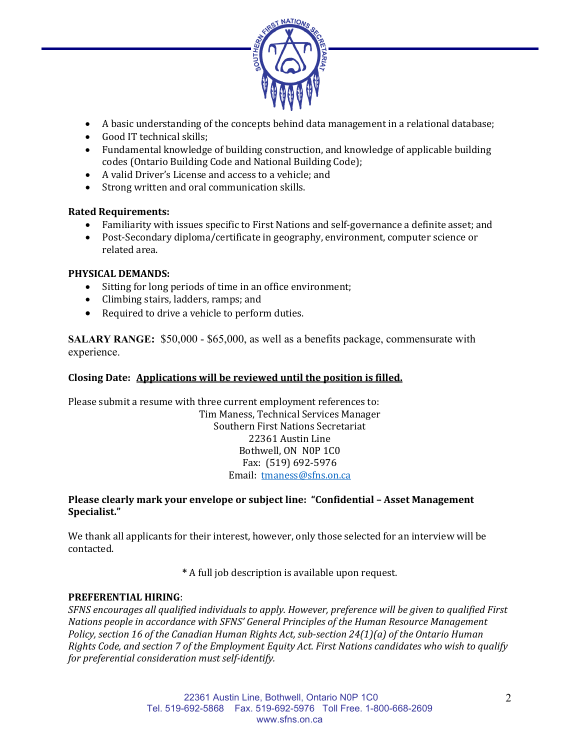- A basic understanding of the concepts behind data management in a relational database;
- Good IT technical skills;
- Fundamental knowledge of building construction, and knowledge of applicable building codes (Ontario Building Code and National Building Code);
- A valid Driver's License and access to a vehicle; and
- Strong written and oral communication skills.

**Rated Requirements:**

- Familiarity with issues specific to First Nations and self-governance a definite asset; and
- Post-Secondary diploma/certificate in geography, environment, computer science or related area.

**PHYSICAL DEMANDS:**

- Sitting for long periods of time in an office environment;
- Climbing stairs, ladders, ramps; and
- Required to drive a vehicle to perform duties.

**SALARY RANGE:** $50,000 - $65,000, as well as a benefits package, commensurate with experience.

**Closing Date: Applications will be reviewed until the position is filled.**

Please submit a resume with three current employment references to:

Tim Maness, Technical Services Manager
Southern First Nations Secretariat
22361 Austin Line
Bothwell, ON N0P 1C0
Fax: (519) 692-5976
Email: tmaness@sfns.on.ca

**Please clearly mark your envelope or subject line: "Confidential – Asset Management Specialist."**

We thank all applicants for their interest, however, only those selected for an interview will be contacted.

* A full job description is available upon request.

**PREFERENTIAL HIRING**:

*SFNS encourages all qualified individuals to apply. However, preference will be given to qualified First Nations people in accordance with SFNS' General Principles of the Human Resource Management Policy, section 16 of the Canadian Human Rights Act, sub-section 24(1)(a) of the Ontario Human Rights Code, and section 7 of the Employment Equity Act. First Nations candidates who wish to qualify for preferential consideration must self-identify.*